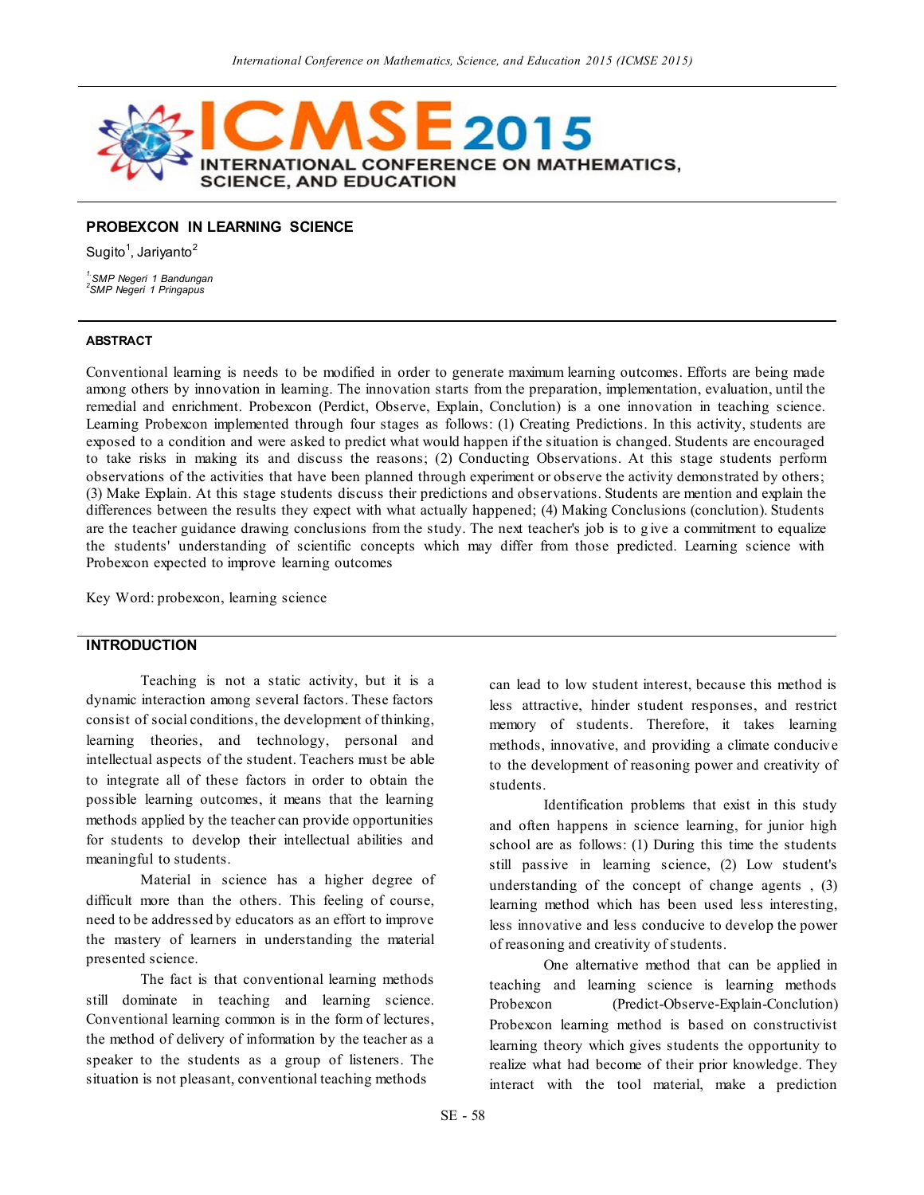# PROBEXCON IN LEARNING SCIENCE

Sugito[1], Jariyanto[2]

[1] *SMP Negeri 1 Bandungan*
[2] *SMP Negeri 1 Pringapus*

## ABSTRACT

Conventional learning is needs to be modified in order to generate maximum learning outcomes. Efforts are being made among others by innovation in learning. The innovation starts from the preparation, implementation, evaluation, until the remedial and enrichment. Probexcon (Perdict, Observe, Explain, Conclution) is a one innovation in teaching science. Learning Probexcon implemented through four stages as follows: (1) Creating Predictions. In this activity, students are exposed to a condition and were asked to predict what would happen if the situation is changed. Students are encouraged to take risks in making its and discuss the reasons; (2) Conducting Observations. At this stage students perform observations of the activities that have been planned through experiment or observe the activity demonstrated by others; (3) Make Explain. At this stage students discuss their predictions and observations. Students are mention and explain the differences between the results they expect with what actually happened; (4) Making Conclusions (conclution). Students are the teacher guidance drawing conclusions from the study. The next teacher's job is to give a commitment to equalize the students' understanding of scientific concepts which may differ from those predicted. Learning science with Probexcon expected to improve learning outcomes

Key Word: probexcon, learning science

## INTRODUCTION

Teaching is not a static activity, but it is a dynamic interaction among several factors. These factors consist of social conditions, the development of thinking, learning theories, and technology, personal and intellectual aspects of the student. Teachers must be able to integrate all of these factors in order to obtain the possible learning outcomes, it means that the learning methods applied by the teacher can provide opportunities for students to develop their intellectual abilities and meaningful to students.

Material in science has a higher degree of difficult more than the others. This feeling of course, need to be addressed by educators as an effort to improve the mastery of learners in understanding the material presented science.

The fact is that conventional learning methods still dominate in teaching and learning science. Conventional learning common is in the form of lectures, the method of delivery of information by the teacher as a speaker to the students as a group of listeners. The situation is not pleasant, conventional teaching methods can lead to low student interest, because this method is less attractive, hinder student responses, and restrict memory of students. Therefore, it takes learning methods, innovative, and providing a climate conducive to the development of reasoning power and creativity of students.

Identification problems that exist in this study and often happens in science learning, for junior high school are as follows: (1) During this time the students still passive in learning science, (2) Low student's understanding of the concept of change agents , (3) learning method which has been used less interesting, less innovative and less conducive to develop the power of reasoning and creativity of students.

One alternative method that can be applied in teaching and learning science is learning methods Probexcon (Predict-Observe-Explain-Conclution) Probexcon learning method is based on constructivist learning theory which gives students the opportunity to realize what had become of their prior knowledge. They interact with the tool material, make a prediction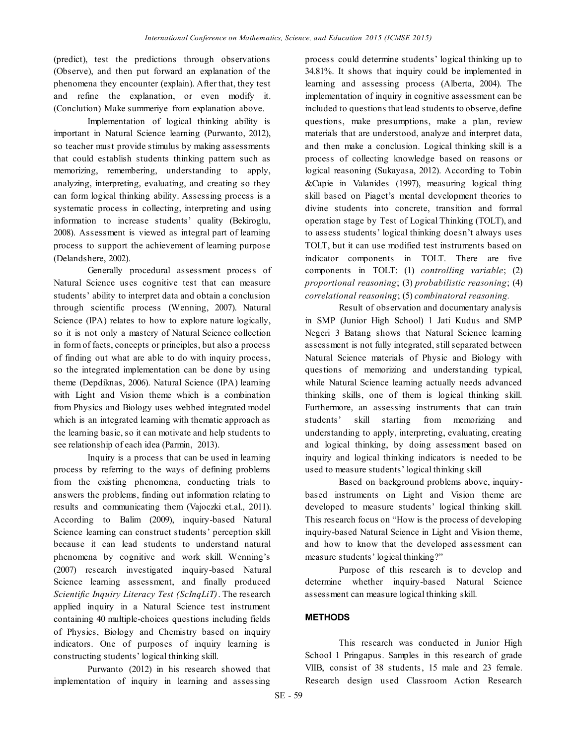(predict), test the predictions through observations (Observe), and then put forward an explanation of the phenomena they encounter (explain). After that, they test and refine the explanation, or even modify it. (Conclution) Make summeriye from explanation above.

Implementation of logical thinking ability is important in Natural Science learning (Purwanto, 2012), so teacher must provide stimulus by making assessments that could establish students thinking pattern such as memorizing, remembering, understanding to apply, analyzing, interpreting, evaluating, and creating so they can form logical thinking ability. Assessing process is a systematic process in collecting, interpreting and using information to increase students' quality (Bekiroglu, 2008). Assessment is viewed as integral part of learning process to support the achievement of learning purpose (Delandshere, 2002).

Generally procedural assessment process of Natural Science uses cognitive test that can measure students' ability to interpret data and obtain a conclusion through scientific process (Wenning, 2007). Natural Science (IPA) relates to how to explore nature logically, so it is not only a mastery of Natural Science collection in form of facts, concepts or principles, but also a process of finding out what are able to do with inquiry process, so the integrated implementation can be done by using theme (Depdiknas, 2006). Natural Science (IPA) learning with Light and Vision theme which is a combination from Physics and Biology uses webbed integrated model which is an integrated learning with thematic approach as the learning basic, so it can motivate and help students to see relationship of each idea (Parmin, 2013).

Inquiry is a process that can be used in learning process by referring to the ways of defining problems from the existing phenomena, conducting trials to answers the problems, finding out information relating to results and communicating them (Vajoczki et.al., 2011). According to Balim (2009), inquiry-based Natural Science learning can construct students' perception skill because it can lead students to understand natural phenomena by cognitive and work skill. Wenning's (2007) research investigated inquiry-based Natural Science learning assessment, and finally produced *Scientific Inquiry Literacy Test (ScInqLiT)*. The research applied inquiry in a Natural Science test instrument containing 40 multiple-choices questions including fields of Physics, Biology and Chemistry based on inquiry indicators. One of purposes of inquiry learning is constructing students' logical thinking skill.

Purwanto (2012) in his research showed that implementation of inquiry in learning and assessing process could determine students' logical thinking up to 34.81%. It shows that inquiry could be implemented in learning and assessing process (Alberta, 2004). The implementation of inquiry in cognitive assessment can be included to questions that lead students to observe, define questions, make presumptions, make a plan, review materials that are understood, analyze and interpret data, and then make a conclusion. Logical thinking skill is a process of collecting knowledge based on reasons or logical reasoning (Sukayasa, 2012). According to Tobin &Capie in Valanides (1997), measuring logical thing skill based on Piaget's mental development theories to divine students into concrete, transition and formal operation stage by Test of Logical Thinking (TOLT), and to assess students' logical thinking doesn't always uses TOLT, but it can use modified test instruments based on indicator components in TOLT. There are five components in TOLT: (1) *controlling variable*; (2) *proportional reasoning*; (3) *probabilistic reasoning*; (4) *correlational reasoning*; (5) *combinatoral reasoning.*

Result of observation and documentary analysis in SMP (Junior High School) 1 Jati Kudus and SMP Negeri 3 Batang shows that Natural Science learning assessment is not fully integrated, still separated between Natural Science materials of Physic and Biology with questions of memorizing and understanding typical, while Natural Science learning actually needs advanced thinking skills, one of them is logical thinking skill. Furthermore, an assessing instruments that can train students' skill starting from memorizing and understanding to apply, interpreting, evaluating, creating and logical thinking, by doing assessment based on inquiry and logical thinking indicators is needed to be used to measure students' logical thinking skill

Based on background problems above, inquiry-based instruments on Light and Vision theme are developed to measure students' logical thinking skill. This research focus on "How is the process of developing inquiry-based Natural Science in Light and Vision theme, and how to know that the developed assessment can measure students' logical thinking?"

Purpose of this research is to develop and determine whether inquiry-based Natural Science assessment can measure logical thinking skill.

## METHODS

This research was conducted in Junior High School 1 Pringapus. Samples in this research of grade VIIB, consist of 38 students, 15 male and 23 female. Research design used Classroom Action Research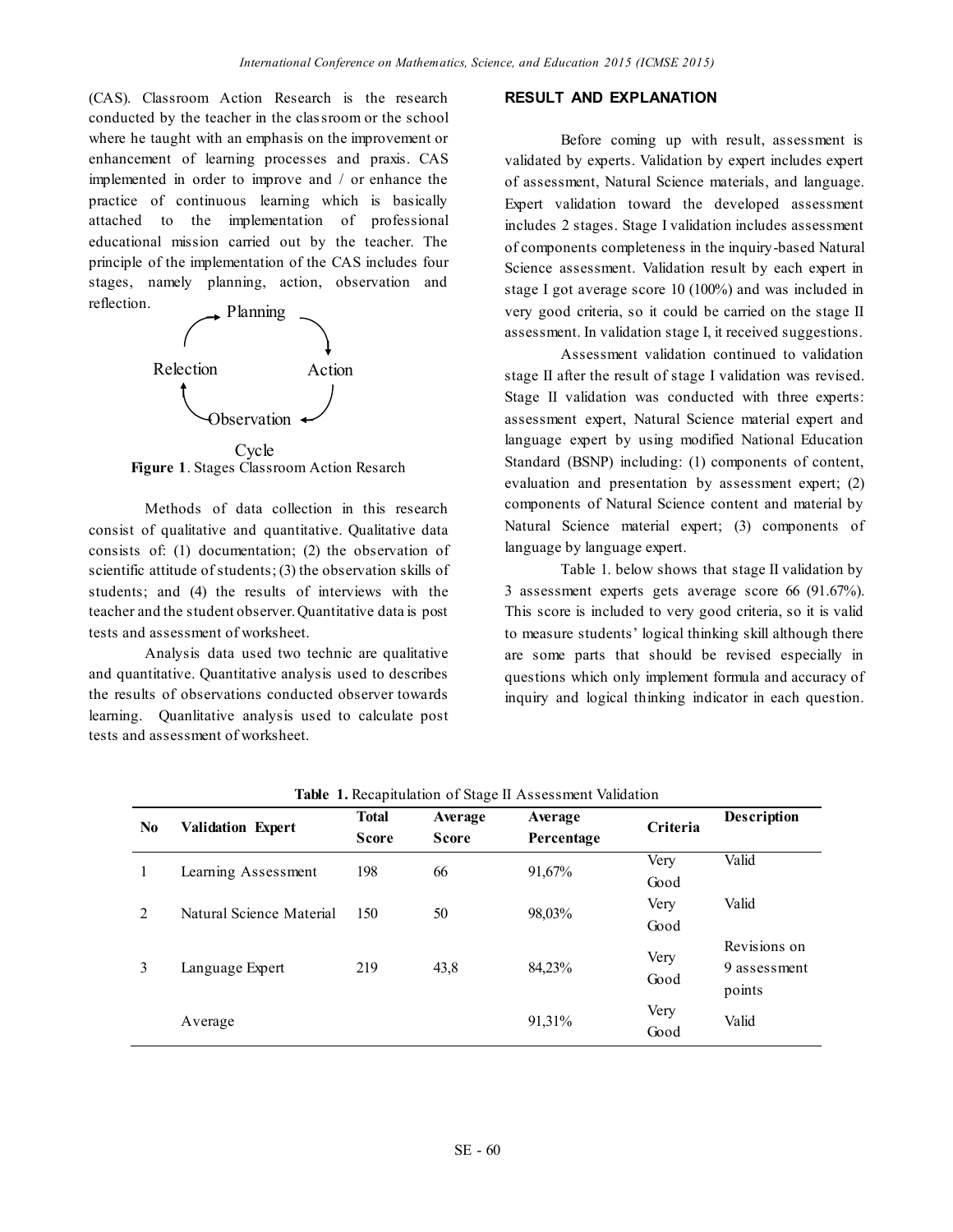(CAS). Classroom Action Research is the research conducted by the teacher in the classroom or the school where he taught with an emphasis on the improvement or enhancement of learning processes and praxis. CAS implemented in order to improve and / or enhance the practice of continuous learning which is basically attached to the implementation of professional educational mission carried out by the teacher. The principle of the implementation of the CAS includes four stages, namely planning, action, observation and reflection.

Planning

Relection Action

Observation

Cycle

**Figure 1**. Stages Classroom Action Resarch

Methods of data collection in this research consist of qualitative and quantitative. Qualitative data consists of: (1) documentation; (2) the observation of scientific attitude of students; (3) the observation skills of students; and (4) the results of interviews with the teacher and the student observer. Quantitative data is post tests and assessment of worksheet.

Analysis data used two technic are qualitative and quantitative. Quantitative analysis used to describes the results of observations conducted observer towards learning. Quanlitative analysis used to calculate post tests and assessment of worksheet.

## RESULT AND EXPLANATION

Before coming up with result, assessment is validated by experts. Validation by expert includes expert of assessment, Natural Science materials, and language. Expert validation toward the developed assessment includes 2 stages. Stage I validation includes assessment of components completeness in the inquiry-based Natural Science assessment. Validation result by each expert in stage I got average score 10 (100%) and was included in very good criteria, so it could be carried on the stage II assessment. In validation stage I, it received suggestions.

Assessment validation continued to validation stage II after the result of stage I validation was revised. Stage II validation was conducted with three experts: assessment expert, Natural Science material expert and language expert by using modified National Education Standard (BSNP) including: (1) components of content, evaluation and presentation by assessment expert; (2) components of Natural Science content and material by Natural Science material expert; (3) components of language by language expert.

Table 1. below shows that stage II validation by 3 assessment experts gets average score 66 (91.67%). This score is included to very good criteria, so it is valid to measure students' logical thinking skill although there are some parts that should be revised especially in questions which only implement formula and accuracy of inquiry and logical thinking indicator in each question.

**Table 1.** Recapitulation of Stage II Assessment Validation

| No | Validation Expert | Total Score | Average Score | Average Percentage | Criteria | Description |
|---|---|---|---|---|---|---|
| 1 | Learning Assessment | 198 | 66 | 91,67% | Very Good | Valid |
| 2 | Natural Science Material | 150 | 50 | 98,03% | Very Good | Valid |
| 3 | Language Expert | 219 | 43,8 | 84,23% | Very Good | Revisions on 9 assessment points |
| | Average | | | 91,31% | Very Good | Valid |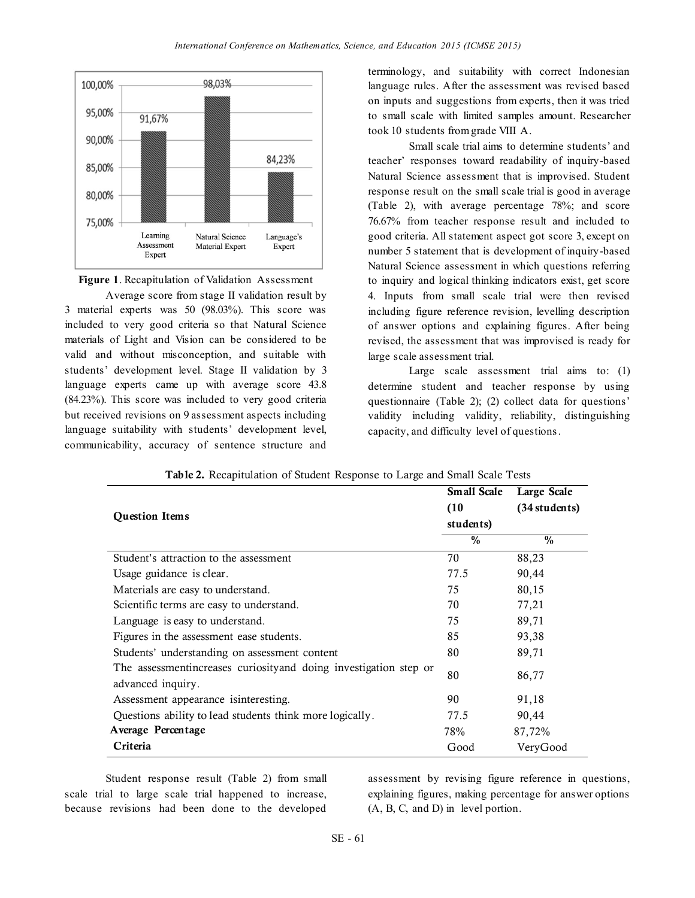Figure 1. Recapitulation of Validation Assessment

Average score from stage II validation result by 3 material experts was 50 (98.03%). This score was included to very good criteria so that Natural Science materials of Light and Vision can be considered to be valid and without misconception, and suitable with students' development level. Stage II validation by 3 language experts came up with average score 43.8 (84.23%). This score was included to very good criteria but received revisions on 9 assessment aspects including language suitability with students' development level, communicability, accuracy of sentence structure and terminology, and suitability with correct Indonesian language rules. After the assessment was revised based on inputs and suggestions from experts, then it was tried to small scale with limited samples amount. Researcher took 10 students from grade VIII A.

Small scale trial aims to determine students' and teacher' responses toward readability of inquiry-based Natural Science assessment that is improvised. Student response result on the small scale trial is good in average (Table 2), with average percentage 78%; and score 76.67% from teacher response result and included to good criteria. All statement aspect got score 3, except on number 5 statement that is development of inquiry-based Natural Science assessment in which questions referring to inquiry and logical thinking indicators exist, get score 4. Inputs from small scale trial were then revised including figure reference revision, levelling description of answer options and explaining figures. After being revised, the assessment that was improvised is ready for large scale assessment trial.

Large scale assessment trial aims to: (1) determine student and teacher response by using questionnaire (Table 2); (2) collect data for questions' validity including validity, reliability, distinguishing capacity, and difficulty level of questions.

**Table 2.** Recapitulation of Student Response to Large and Small Scale Tests

| Question Items | Small Scale (10 students) | Large Scale (34 students) |
|---|---|---|
| | % | % |
| Student's attraction to the assessment | 70 | 88,23 |
| Usage guidance is clear. | 77.5 | 90,44 |
| Materials are easy to understand. | 75 | 80,15 |
| Scientific terms are easy to understand. | 70 | 77,21 |
| Language is easy to understand. | 75 | 89,71 |
| Figures in the assessment ease students. | 85 | 93,38 |
| Students' understanding on assessment content | 80 | 89,71 |
| The assessmentincreases curiosityand doing investigation step or advanced inquiry. | 80 | 86,77 |
| Assessment appearance isinteresting. | 90 | 91,18 |
| Questions ability to lead students think more logically. | 77.5 | 90,44 |
| **Average Percentage** | 78% | 87,72% |
| **Criteria** | Good | VeryGood |

Student response result (Table 2) from small scale trial to large scale trial happened to increase, because revisions had been done to the developed assessment by revising figure reference in questions, explaining figures, making percentage for answer options (A, B, C, and D) in level portion.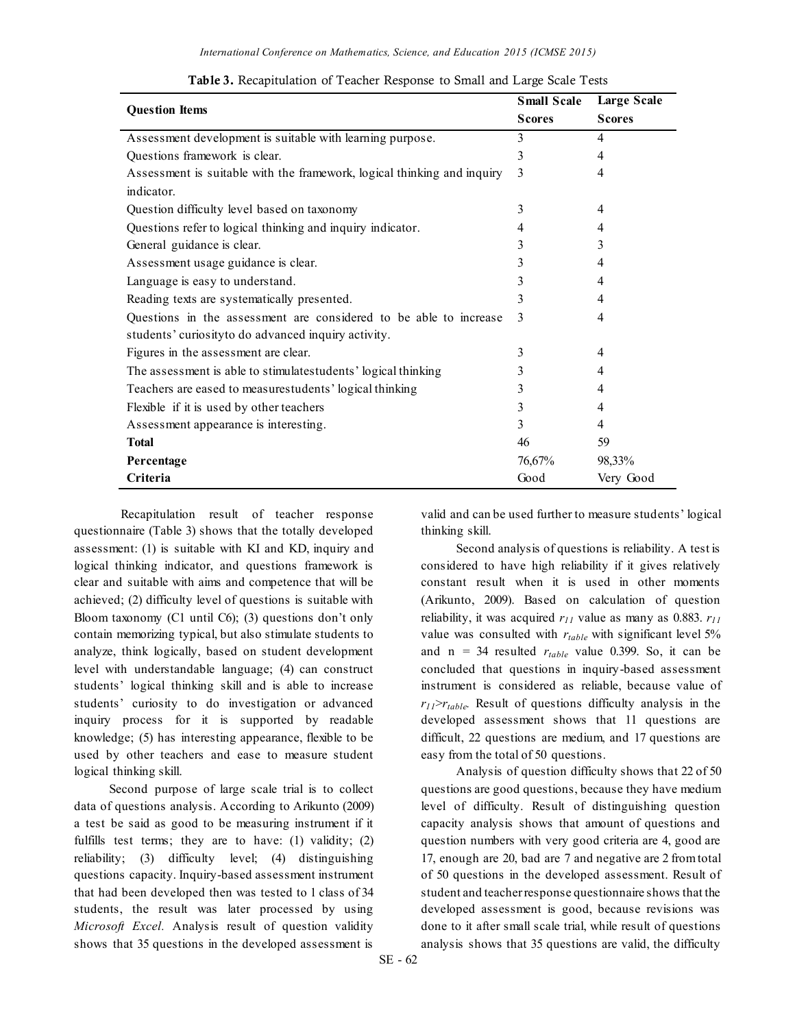**Table 3.** Recapitulation of Teacher Response to Small and Large Scale Tests

| Question Items | Small Scale Scores | Large Scale Scores |
|---|---|---|
| Assessment development is suitable with learning purpose. | 3 | 4 |
| Questions framework is clear. | 3 | 4 |
| Assessment is suitable with the framework, logical thinking and inquiry indicator. | 3 | 4 |
| Question difficulty level based on taxonomy | 3 | 4 |
| Questions refer to logical thinking and inquiry indicator. | 4 | 4 |
| General guidance is clear. | 3 | 3 |
| Assessment usage guidance is clear. | 3 | 4 |
| Language is easy to understand. | 3 | 4 |
| Reading texts are systematically presented. | 3 | 4 |
| Questions in the assessment are considered to be able to increase students' curiosityto do advanced inquiry activity. | 3 | 4 |
| Figures in the assessment are clear. | 3 | 4 |
| The assessment is able to stimulatestudents' logical thinking | 3 | 4 |
| Teachers are eased to measurestudents' logical thinking | 3 | 4 |
| Flexible if it is used by other teachers | 3 | 4 |
| Assessment appearance is interesting. | 3 | 4 |
| **Total** | 46 | 59 |
| **Percentage** | 76,67% | 98,33% |
| **Criteria** | Good | Very Good |

Recapitulation result of teacher response questionnaire (Table 3) shows that the totally developed assessment: (1) is suitable with KI and KD, inquiry and logical thinking indicator, and questions framework is clear and suitable with aims and competence that will be achieved; (2) difficulty level of questions is suitable with Bloom taxonomy (C1 until C6); (3) questions don't only contain memorizing typical, but also stimulate students to analyze, think logically, based on student development level with understandable language; (4) can construct students' logical thinking skill and is able to increase students' curiosity to do investigation or advanced inquiry process for it is supported by readable knowledge; (5) has interesting appearance, flexible to be used by other teachers and ease to measure student logical thinking skill.

Second purpose of large scale trial is to collect data of questions analysis. According to Arikunto (2009) a test be said as good to be measuring instrument if it fulfills test terms; they are to have: (1) validity; (2) reliability; (3) difficulty level; (4) distinguishing questions capacity. Inquiry-based assessment instrument that had been developed then was tested to 1 class of 34 students, the result was later processed by using *Microsoft Excel.* Analysis result of question validity shows that 35 questions in the developed assessment is valid and can be used further to measure students' logical thinking skill.

Second analysis of questions is reliability. A test is considered to have high reliability if it gives relatively constant result when it is used in other moments (Arikunto, 2009). Based on calculation of question reliability, it was acquired $r_{11}$ value as many as 0.883. $r_{11}$ value was consulted with $r_{table}$ with significant level 5% and n = 34 resulted $r_{table}$ value 0.399. So, it can be concluded that questions in inquiry-based assessment instrument is considered as reliable, because value of $r_{11}$>$r_{table}$. Result of questions difficulty analysis in the developed assessment shows that 11 questions are difficult, 22 questions are medium, and 17 questions are easy from the total of 50 questions.

Analysis of question difficulty shows that 22 of 50 questions are good questions, because they have medium level of difficulty. Result of distinguishing question capacity analysis shows that amount of questions and question numbers with very good criteria are 4, good are 17, enough are 20, bad are 7 and negative are 2 from total of 50 questions in the developed assessment. Result of student and teacher response questionnaire shows that the developed assessment is good, because revisions was done to it after small scale trial, while result of questions analysis shows that 35 questions are valid, the difficulty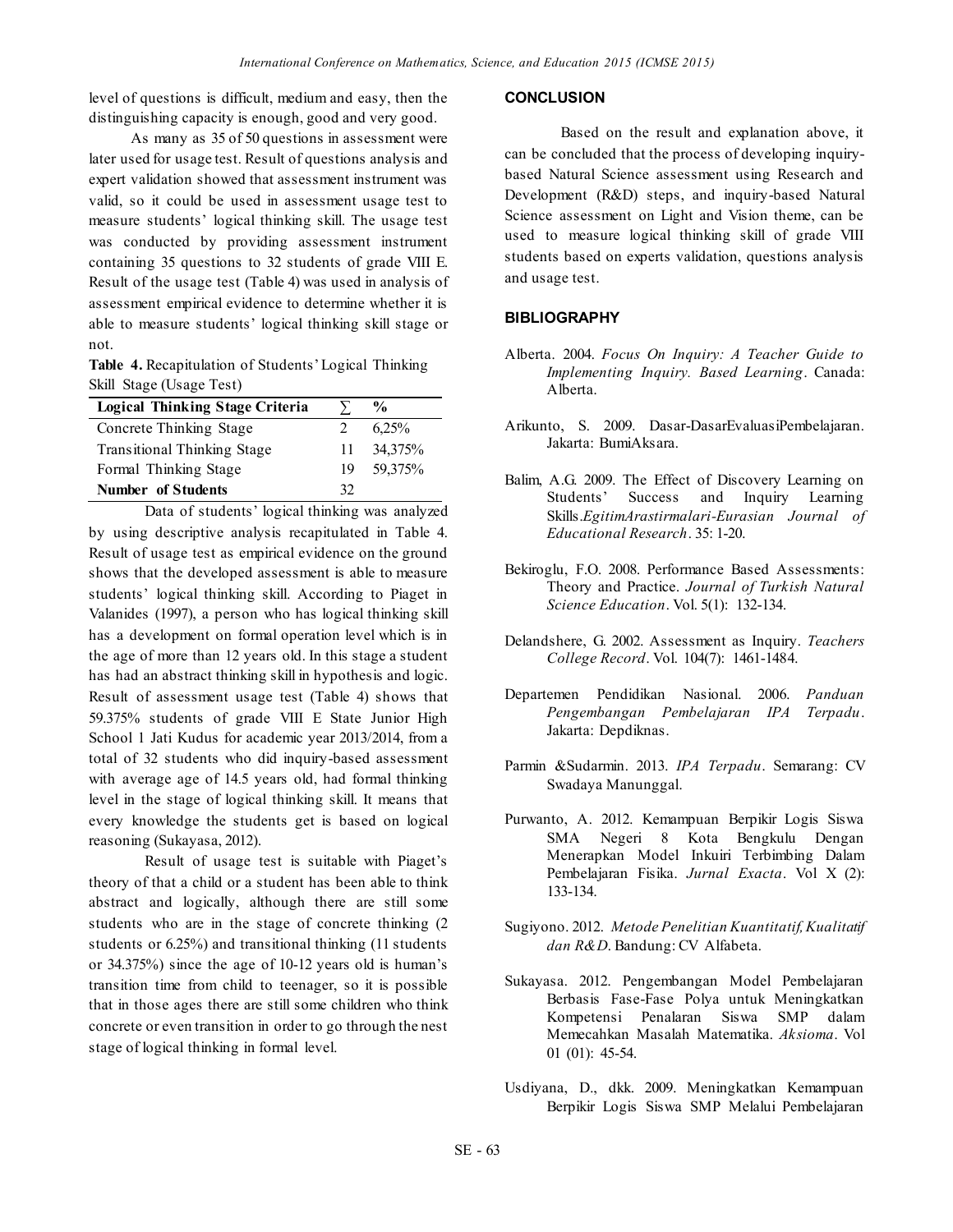level of questions is difficult, medium and easy, then the distinguishing capacity is enough, good and very good.

As many as 35 of 50 questions in assessment were later used for usage test. Result of questions analysis and expert validation showed that assessment instrument was valid, so it could be used in assessment usage test to measure students' logical thinking skill. The usage test was conducted by providing assessment instrument containing 35 questions to 32 students of grade VIII E. Result of the usage test (Table 4) was used in analysis of assessment empirical evidence to determine whether it is able to measure students' logical thinking skill stage or not.

**Table 4.** Recapitulation of Students' Logical Thinking Skill Stage (Usage Test)

| Logical Thinking Stage Criteria | ∑ | % |
|---|---|---|
| Concrete Thinking Stage | 2 | 6,25% |
| Transitional Thinking Stage | 11 | 34,375% |
| Formal Thinking Stage | 19 | 59,375% |
| **Number of Students** | 32 | |

Data of students' logical thinking was analyzed by using descriptive analysis recapitulated in Table 4. Result of usage test as empirical evidence on the ground shows that the developed assessment is able to measure students' logical thinking skill. According to Piaget in Valanides (1997), a person who has logical thinking skill has a development on formal operation level which is in the age of more than 12 years old. In this stage a student has had an abstract thinking skill in hypothesis and logic. Result of assessment usage test (Table 4) shows that 59.375% students of grade VIII E State Junior High School 1 Jati Kudus for academic year 2013/2014, from a total of 32 students who did inquiry-based assessment with average age of 14.5 years old, had formal thinking level in the stage of logical thinking skill. It means that every knowledge the students get is based on logical reasoning (Sukayasa, 2012).

Result of usage test is suitable with Piaget's theory of that a child or a student has been able to think abstract and logically, although there are still some students who are in the stage of concrete thinking (2 students or 6.25%) and transitional thinking (11 students or 34.375%) since the age of 10-12 years old is human's transition time from child to teenager, so it is possible that in those ages there are still some children who think concrete or even transition in order to go through the nest stage of logical thinking in formal level.

## CONCLUSION

Based on the result and explanation above, it can be concluded that the process of developing inquiry-based Natural Science assessment using Research and Development (R&D) steps, and inquiry-based Natural Science assessment on Light and Vision theme, can be used to measure logical thinking skill of grade VIII students based on experts validation, questions analysis and usage test.

## BIBLIOGRAPHY

Alberta. 2004. *Focus On Inquiry: A Teacher Guide to Implementing Inquiry. Based Learning*. Canada: Alberta.

Arikunto, S. 2009. Dasar-DasarEvaluasiPembelajaran. Jakarta: BumiAksara.

Balim, A.G. 2009. The Effect of Discovery Learning on Students' Success and Inquiry Learning Skills.*EgitimArastirmalari-Eurasian Journal of Educational Research*. 35: 1-20.

Bekiroglu, F.O. 2008. Performance Based Assessments: Theory and Practice. *Journal of Turkish Natural Science Education*. Vol. 5(1): 132-134.

Delandshere, G. 2002. Assessment as Inquiry. *Teachers College Record*. Vol. 104(7): 1461-1484.

Departemen Pendidikan Nasional. 2006. *Panduan Pengembangan Pembelajaran IPA Terpadu*. Jakarta: Depdiknas.

Parmin &Sudarmin. 2013. *IPA Terpadu*. Semarang: CV Swadaya Manunggal.

Purwanto, A. 2012. Kemampuan Berpikir Logis Siswa SMA Negeri 8 Kota Bengkulu Dengan Menerapkan Model Inkuiri Terbimbing Dalam Pembelajaran Fisika. *Jurnal Exacta*. Vol X (2): 133-134.

Sugiyono. 2012. *Metode Penelitian Kuantitatif, Kualitatif dan R&D*. Bandung: CV Alfabeta.

Sukayasa. 2012. Pengembangan Model Pembelajaran Berbasis Fase-Fase Polya untuk Meningkatkan Kompetensi Penalaran Siswa SMP dalam Memecahkan Masalah Matematika. *Aksioma*. Vol 01 (01): 45-54.

Usdiyana, D., dkk. 2009. Meningkatkan Kemampuan Berpikir Logis Siswa SMP Melalui Pembelajaran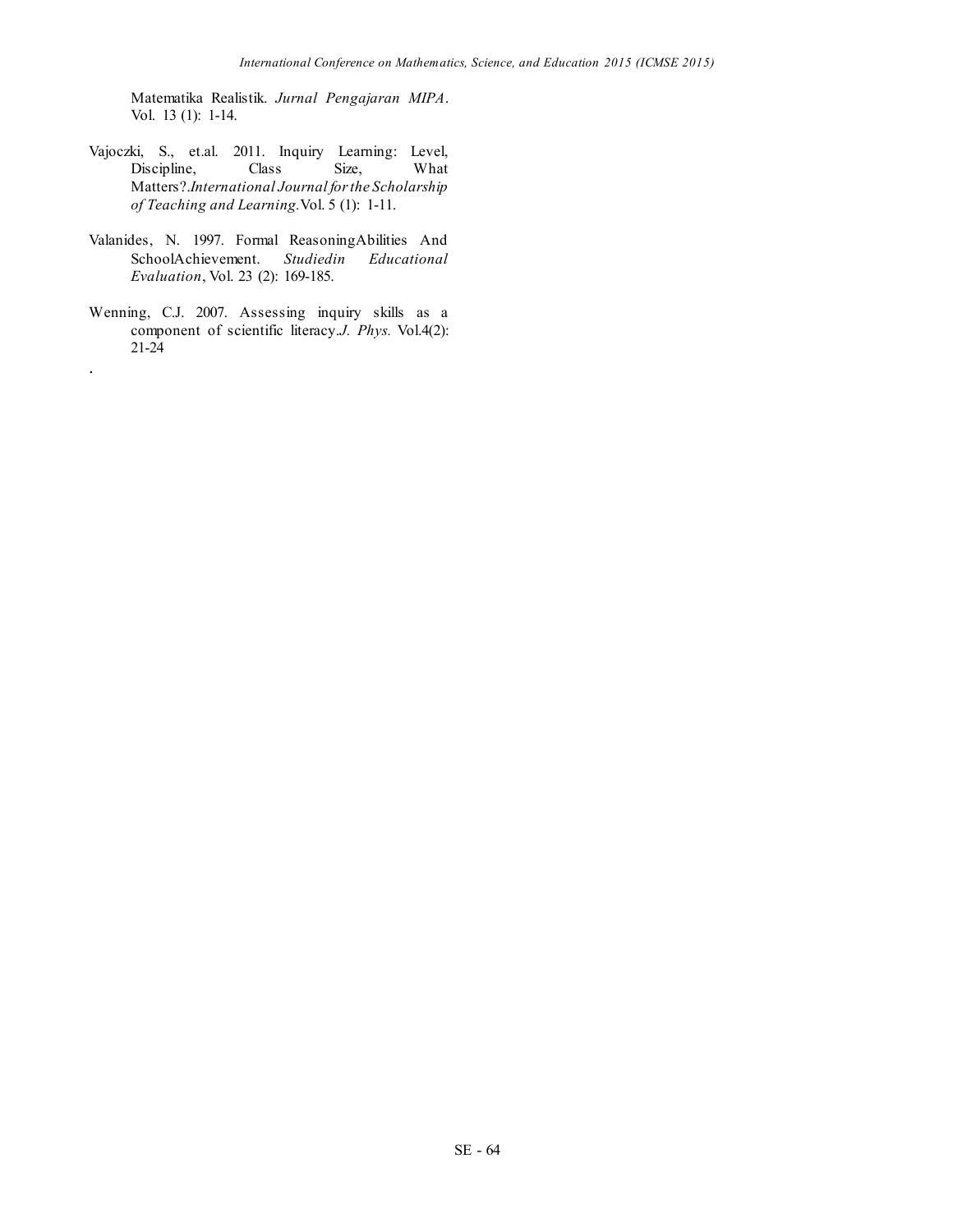Matematika Realistik. *Jurnal Pengajaran MIPA*. Vol. 13 (1): 1-14.

Vajoczki, S., et.al. 2011. Inquiry Learning: Level, Discipline, Class Size, What Matters?.*International Journal for the Scholarship of Teaching and Learning*.Vol. 5 (1): 1-11.

Valanides, N. 1997. Formal ReasoningAbilities And SchoolAchievement. *Studiedin Educational Evaluation*, Vol. 23 (2): 169-185.

Wenning, C.J. 2007. Assessing inquiry skills as a component of scientific literacy.*J. Phys.* Vol.4(2): 21-24

.